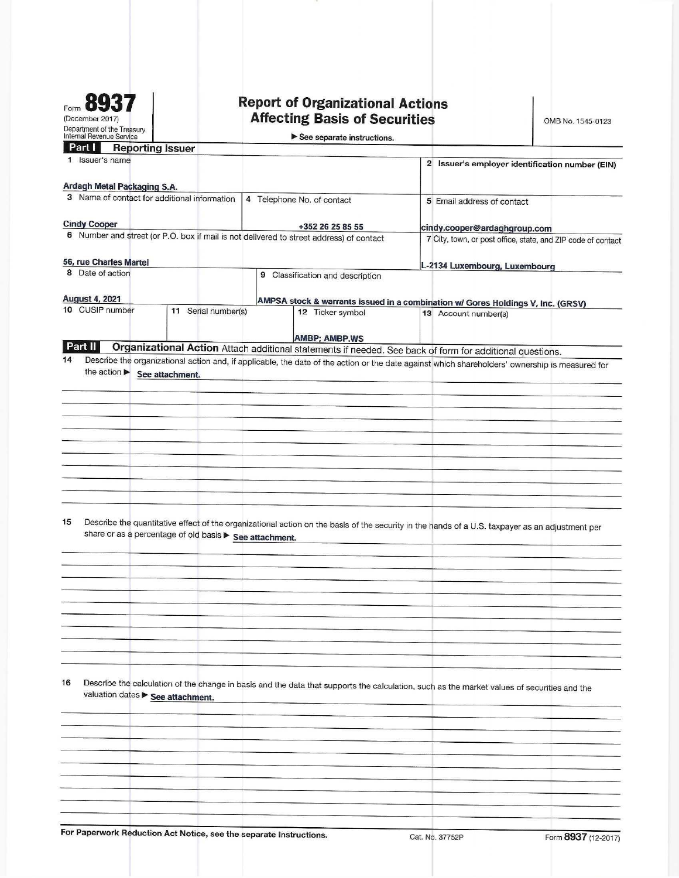Form **8937**
(December 2017)
Department of the Treasury
Internal Revenue Service

# Report of Organizational Actions Affecting Basis of Securities

▶ See separate instructions.

OMB No. 1545-0123

## Part I Reporting Issuer

| | |
|---|---|
| 1 Issuer's name<br>**Ardagh Metal Packaging S.A.** | 2 Issuer's employer identification number (EIN) |

| | | |
|---|---|---|
| 3 Name of contact for additional information<br>**Cindy Cooper** | 4 Telephone No. of contact<br>**+352 26 25 85 55** | 5 Email address of contact<br>**cindy.cooper@ardaghgroup.com** |

| | |
|---|---|
| 6 Number and street (or P.O. box if mail is not delivered to street address) of contact<br>**56, rue Charles Martel** | 7 City, town, or post office, state, and ZIP code of contact<br>**L-2134 Luxembourg, Luxembourg** |

| | |
|---|---|
| 8 Date of action<br>**August 4, 2021** | 9 Classification and description<br>**AMPSA stock & warrants issued in a combination w/ Gores Holdings V, Inc. (GRSV)** |

| 10 CUSIP number | 11 Serial number(s) | 12 Ticker symbol | 13 Account number(s) |
|---|---|---|---|
| | | **AMBP; AMBP.WS** | |

## Part II Organizational Action

Attach additional statements if needed. See back of form for additional questions.

**14** Describe the organizational action and, if applicable, the date of the action or the date against which shareholders' ownership is measured for the action ▶ **See attachment.**

**15** Describe the quantitative effect of the organizational action on the basis of the security in the hands of a U.S. taxpayer as an adjustment per share or as a percentage of old basis ▶ **See attachment.**

**16** Describe the calculation of the change in basis and the data that supports the calculation, such as the market values of securities and the valuation dates ▶ **See attachment.**

For Paperwork Reduction Act Notice, see the separate Instructions. Cat. No. 37752P Form **8937** (12-2017)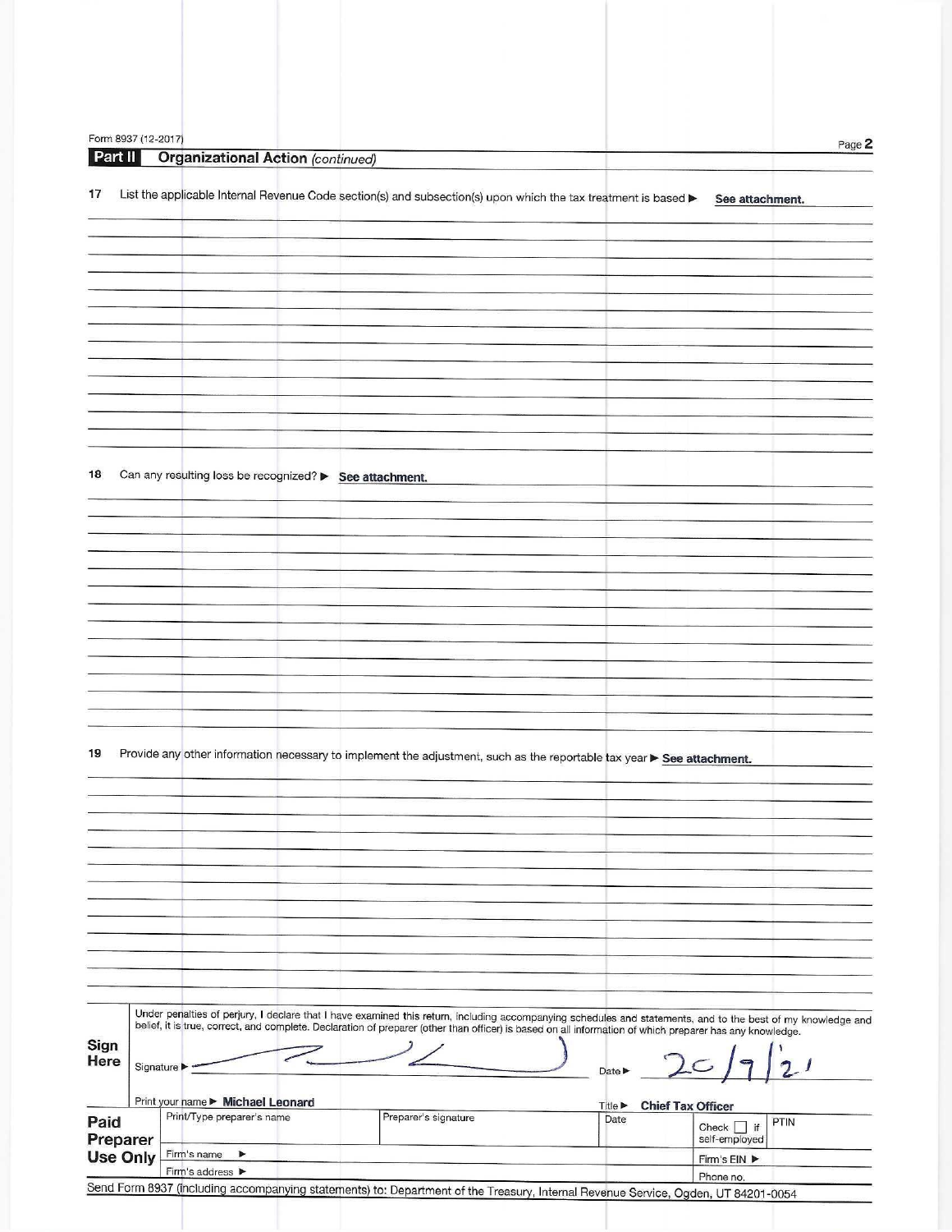Form 8937 (12-2017)

## Part II Organizational Action *(continued)*

**17** List the applicable Internal Revenue Code section(s) and subsection(s) upon which the tax treatment is based ▶ **See attachment.**

**18** Can any resulting loss be recognized? ▶ **See attachment.**

**19** Provide any other information necessary to implement the adjustment, such as the reportable tax year ▶ **See attachment.**

Under penalties of perjury, I declare that I have examined this return, including accompanying schedules and statements, and to the best of my knowledge and belief, it is true, correct, and complete. Declaration of preparer (other than officer) is based on all information of which preparer has any knowledge.

**Sign Here**

Signature ▶ [signature] Date ▶ 20/9/21

Print your name ▶ **Michael Leonard** Title ▶ **Chief Tax Officer**

| **Paid Preparer Use Only** | Print/Type preparer's name | Preparer's signature | Date | Check ☐ if self-employed | PTIN |
|---|---|---|---|---|---|
| | Firm's name ▶ | | | Firm's EIN ▶ | |
| | Firm's address ▶ | | | Phone no. | |

Send Form 8937 (including accompanying statements) to: Department of the Treasury, Internal Revenue Service, Ogden, UT 84201-0054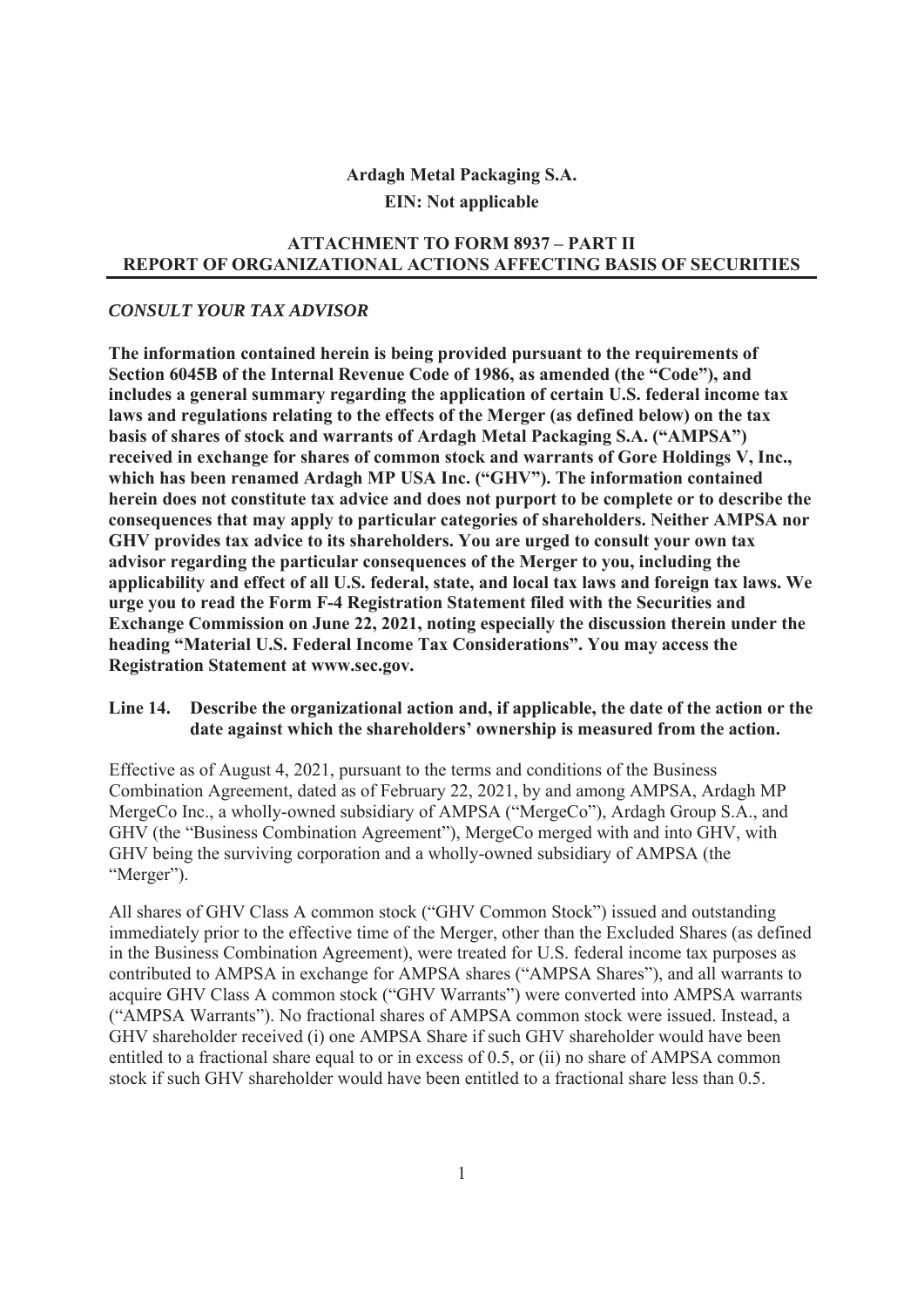**Ardagh Metal Packaging S.A.**

**EIN: Not applicable**

## ATTACHMENT TO FORM 8937 – PART II
## REPORT OF ORGANIZATIONAL ACTIONS AFFECTING BASIS OF SECURITIES

***CONSULT YOUR TAX ADVISOR***

**The information contained herein is being provided pursuant to the requirements of Section 6045B of the Internal Revenue Code of 1986, as amended (the "Code"), and includes a general summary regarding the application of certain U.S. federal income tax laws and regulations relating to the effects of the Merger (as defined below) on the tax basis of shares of stock and warrants of Ardagh Metal Packaging S.A. ("AMPSA") received in exchange for shares of common stock and warrants of Gore Holdings V, Inc., which has been renamed Ardagh MP USA Inc. ("GHV"). The information contained herein does not constitute tax advice and does not purport to be complete or to describe the consequences that may apply to particular categories of shareholders. Neither AMPSA nor GHV provides tax advice to its shareholders. You are urged to consult your own tax advisor regarding the particular consequences of the Merger to you, including the applicability and effect of all U.S. federal, state, and local tax laws and foreign tax laws. We urge you to read the Form F-4 Registration Statement filed with the Securities and Exchange Commission on June 22, 2021, noting especially the discussion therein under the heading "Material U.S. Federal Income Tax Considerations". You may access the Registration Statement at www.sec.gov.**

**Line 14. Describe the organizational action and, if applicable, the date of the action or the date against which the shareholders' ownership is measured from the action.**

Effective as of August 4, 2021, pursuant to the terms and conditions of the Business Combination Agreement, dated as of February 22, 2021, by and among AMPSA, Ardagh MP MergeCo Inc., a wholly-owned subsidiary of AMPSA ("MergeCo"), Ardagh Group S.A., and GHV (the "Business Combination Agreement"), MergeCo merged with and into GHV, with GHV being the surviving corporation and a wholly-owned subsidiary of AMPSA (the "Merger").

All shares of GHV Class A common stock ("GHV Common Stock") issued and outstanding immediately prior to the effective time of the Merger, other than the Excluded Shares (as defined in the Business Combination Agreement), were treated for U.S. federal income tax purposes as contributed to AMPSA in exchange for AMPSA shares ("AMPSA Shares"), and all warrants to acquire GHV Class A common stock ("GHV Warrants") were converted into AMPSA warrants ("AMPSA Warrants"). No fractional shares of AMPSA common stock were issued. Instead, a GHV shareholder received (i) one AMPSA Share if such GHV shareholder would have been entitled to a fractional share equal to or in excess of 0.5, or (ii) no share of AMPSA common stock if such GHV shareholder would have been entitled to a fractional share less than 0.5.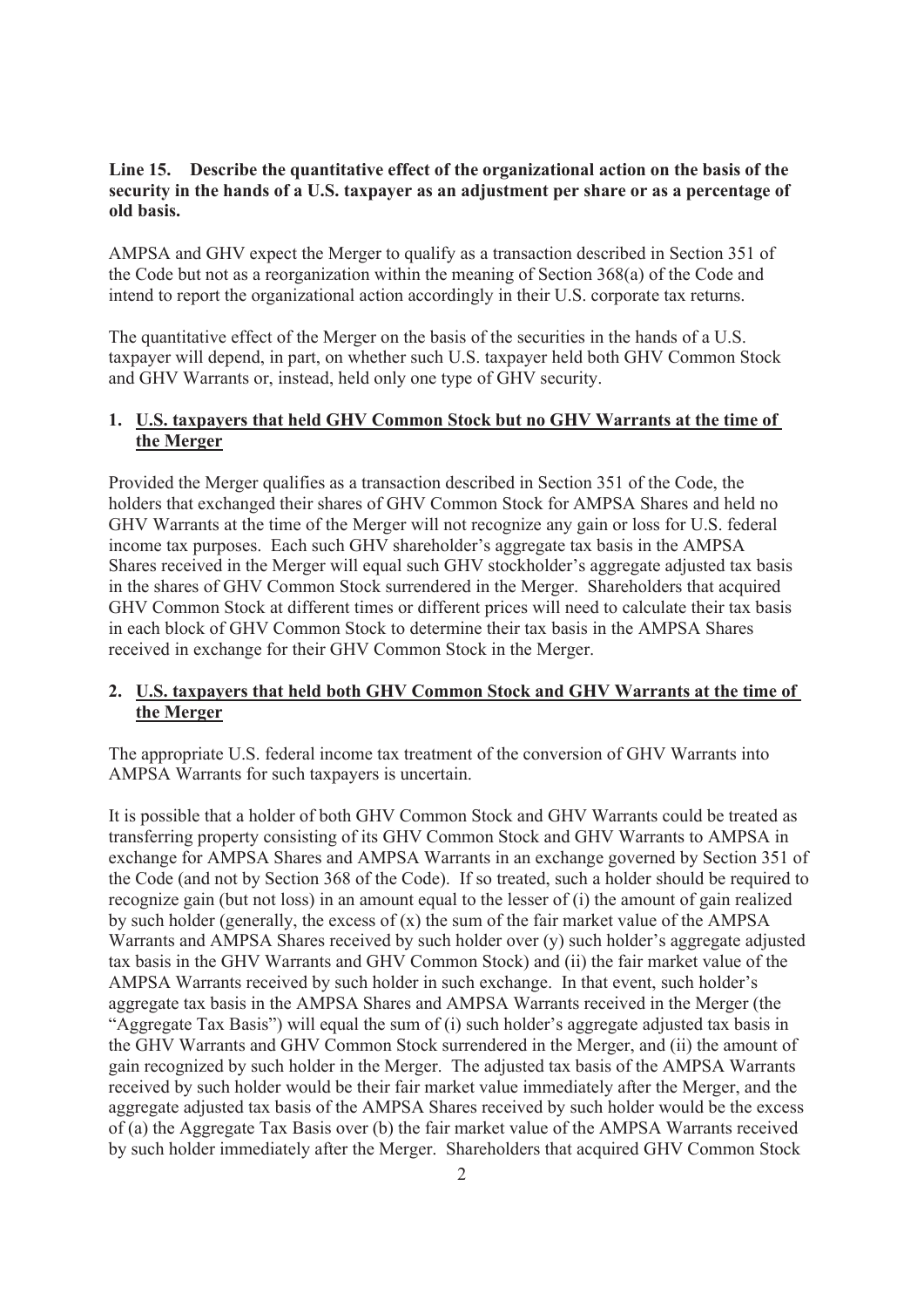**Line 15. Describe the quantitative effect of the organizational action on the basis of the security in the hands of a U.S. taxpayer as an adjustment per share or as a percentage of old basis.**

AMPSA and GHV expect the Merger to qualify as a transaction described in Section 351 of the Code but not as a reorganization within the meaning of Section 368(a) of the Code and intend to report the organizational action accordingly in their U.S. corporate tax returns.

The quantitative effect of the Merger on the basis of the securities in the hands of a U.S. taxpayer will depend, in part, on whether such U.S. taxpayer held both GHV Common Stock and GHV Warrants or, instead, held only one type of GHV security.

**1. U.S. taxpayers that held GHV Common Stock but no GHV Warrants at the time of the Merger**

Provided the Merger qualifies as a transaction described in Section 351 of the Code, the holders that exchanged their shares of GHV Common Stock for AMPSA Shares and held no GHV Warrants at the time of the Merger will not recognize any gain or loss for U.S. federal income tax purposes. Each such GHV shareholder's aggregate tax basis in the AMPSA Shares received in the Merger will equal such GHV stockholder's aggregate adjusted tax basis in the shares of GHV Common Stock surrendered in the Merger. Shareholders that acquired GHV Common Stock at different times or different prices will need to calculate their tax basis in each block of GHV Common Stock to determine their tax basis in the AMPSA Shares received in exchange for their GHV Common Stock in the Merger.

**2. U.S. taxpayers that held both GHV Common Stock and GHV Warrants at the time of the Merger**

The appropriate U.S. federal income tax treatment of the conversion of GHV Warrants into AMPSA Warrants for such taxpayers is uncertain.

It is possible that a holder of both GHV Common Stock and GHV Warrants could be treated as transferring property consisting of its GHV Common Stock and GHV Warrants to AMPSA in exchange for AMPSA Shares and AMPSA Warrants in an exchange governed by Section 351 of the Code (and not by Section 368 of the Code). If so treated, such a holder should be required to recognize gain (but not loss) in an amount equal to the lesser of (i) the amount of gain realized by such holder (generally, the excess of (x) the sum of the fair market value of the AMPSA Warrants and AMPSA Shares received by such holder over (y) such holder's aggregate adjusted tax basis in the GHV Warrants and GHV Common Stock) and (ii) the fair market value of the AMPSA Warrants received by such holder in such exchange. In that event, such holder's aggregate tax basis in the AMPSA Shares and AMPSA Warrants received in the Merger (the "Aggregate Tax Basis") will equal the sum of (i) such holder's aggregate adjusted tax basis in the GHV Warrants and GHV Common Stock surrendered in the Merger, and (ii) the amount of gain recognized by such holder in the Merger. The adjusted tax basis of the AMPSA Warrants received by such holder would be their fair market value immediately after the Merger, and the aggregate adjusted tax basis of the AMPSA Shares received by such holder would be the excess of (a) the Aggregate Tax Basis over (b) the fair market value of the AMPSA Warrants received by such holder immediately after the Merger. Shareholders that acquired GHV Common Stock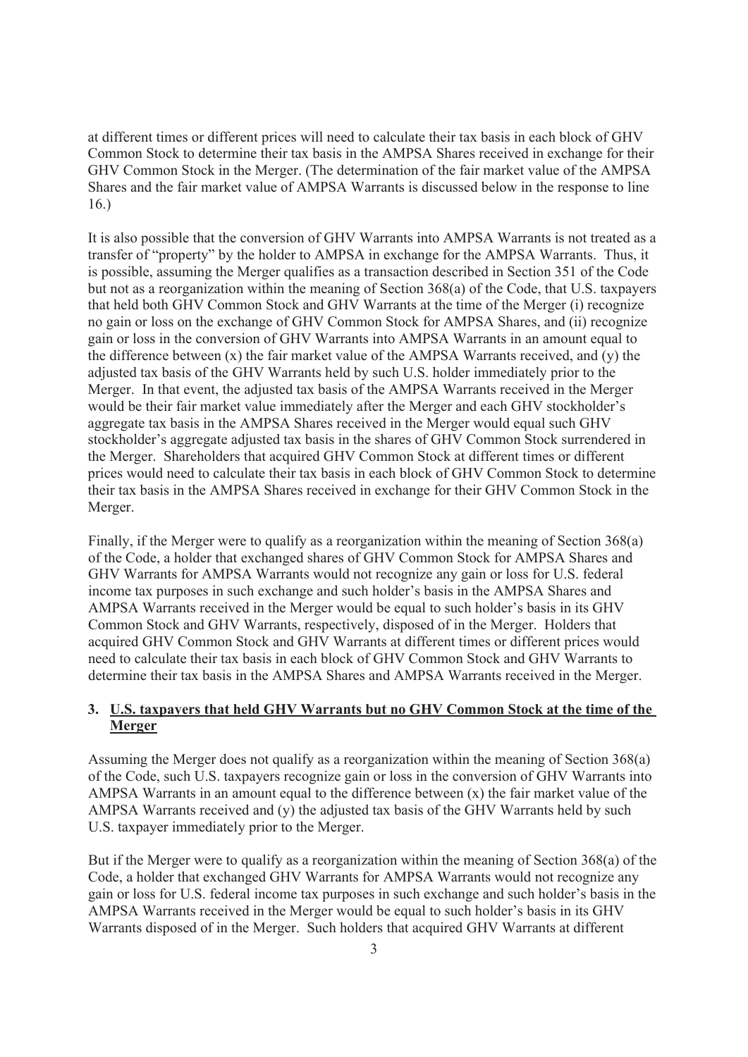at different times or different prices will need to calculate their tax basis in each block of GHV Common Stock to determine their tax basis in the AMPSA Shares received in exchange for their GHV Common Stock in the Merger. (The determination of the fair market value of the AMPSA Shares and the fair market value of AMPSA Warrants is discussed below in the response to line 16.)

It is also possible that the conversion of GHV Warrants into AMPSA Warrants is not treated as a transfer of "property" by the holder to AMPSA in exchange for the AMPSA Warrants. Thus, it is possible, assuming the Merger qualifies as a transaction described in Section 351 of the Code but not as a reorganization within the meaning of Section 368(a) of the Code, that U.S. taxpayers that held both GHV Common Stock and GHV Warrants at the time of the Merger (i) recognize no gain or loss on the exchange of GHV Common Stock for AMPSA Shares, and (ii) recognize gain or loss in the conversion of GHV Warrants into AMPSA Warrants in an amount equal to the difference between (x) the fair market value of the AMPSA Warrants received, and (y) the adjusted tax basis of the GHV Warrants held by such U.S. holder immediately prior to the Merger. In that event, the adjusted tax basis of the AMPSA Warrants received in the Merger would be their fair market value immediately after the Merger and each GHV stockholder's aggregate tax basis in the AMPSA Shares received in the Merger would equal such GHV stockholder's aggregate adjusted tax basis in the shares of GHV Common Stock surrendered in the Merger. Shareholders that acquired GHV Common Stock at different times or different prices would need to calculate their tax basis in each block of GHV Common Stock to determine their tax basis in the AMPSA Shares received in exchange for their GHV Common Stock in the Merger.

Finally, if the Merger were to qualify as a reorganization within the meaning of Section 368(a) of the Code, a holder that exchanged shares of GHV Common Stock for AMPSA Shares and GHV Warrants for AMPSA Warrants would not recognize any gain or loss for U.S. federal income tax purposes in such exchange and such holder's basis in the AMPSA Shares and AMPSA Warrants received in the Merger would be equal to such holder's basis in its GHV Common Stock and GHV Warrants, respectively, disposed of in the Merger. Holders that acquired GHV Common Stock and GHV Warrants at different times or different prices would need to calculate their tax basis in each block of GHV Common Stock and GHV Warrants to determine their tax basis in the AMPSA Shares and AMPSA Warrants received in the Merger.

### 3. U.S. taxpayers that held GHV Warrants but no GHV Common Stock at the time of the Merger

Assuming the Merger does not qualify as a reorganization within the meaning of Section 368(a) of the Code, such U.S. taxpayers recognize gain or loss in the conversion of GHV Warrants into AMPSA Warrants in an amount equal to the difference between (x) the fair market value of the AMPSA Warrants received and (y) the adjusted tax basis of the GHV Warrants held by such U.S. taxpayer immediately prior to the Merger.

But if the Merger were to qualify as a reorganization within the meaning of Section 368(a) of the Code, a holder that exchanged GHV Warrants for AMPSA Warrants would not recognize any gain or loss for U.S. federal income tax purposes in such exchange and such holder's basis in the AMPSA Warrants received in the Merger would be equal to such holder's basis in its GHV Warrants disposed of in the Merger. Such holders that acquired GHV Warrants at different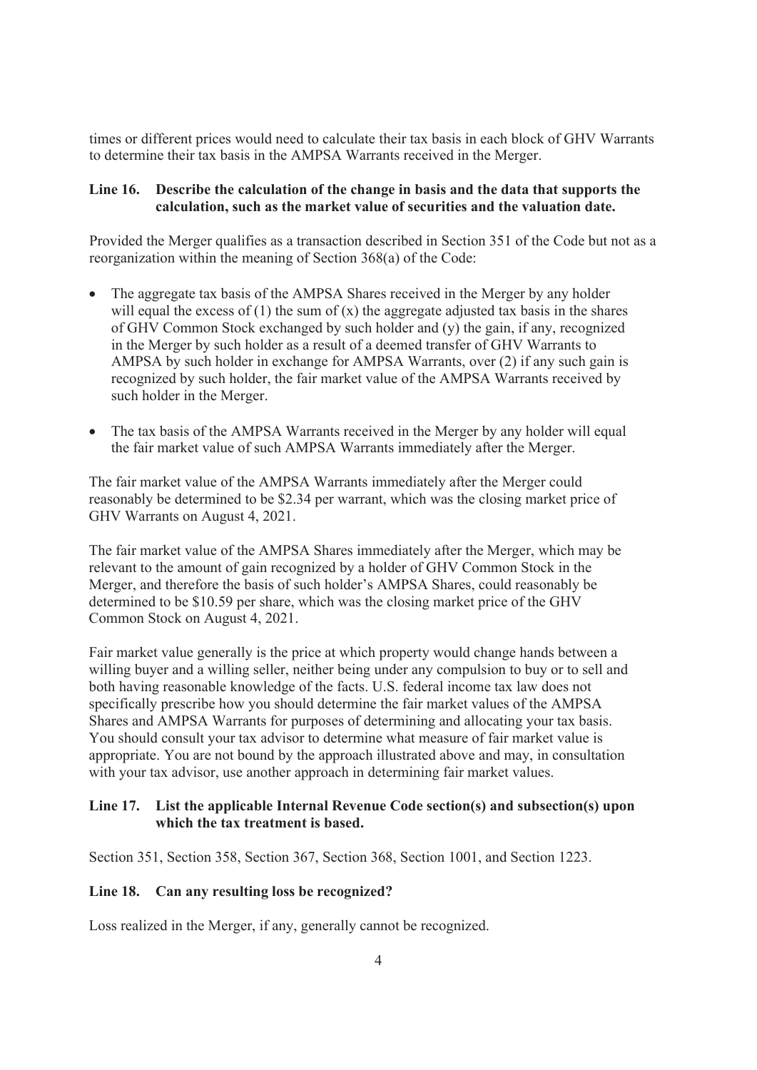times or different prices would need to calculate their tax basis in each block of GHV Warrants to determine their tax basis in the AMPSA Warrants received in the Merger.

**Line 16. Describe the calculation of the change in basis and the data that supports the calculation, such as the market value of securities and the valuation date.**

Provided the Merger qualifies as a transaction described in Section 351 of the Code but not as a reorganization within the meaning of Section 368(a) of the Code:

- The aggregate tax basis of the AMPSA Shares received in the Merger by any holder will equal the excess of (1) the sum of (x) the aggregate adjusted tax basis in the shares of GHV Common Stock exchanged by such holder and (y) the gain, if any, recognized in the Merger by such holder as a result of a deemed transfer of GHV Warrants to AMPSA by such holder in exchange for AMPSA Warrants, over (2) if any such gain is recognized by such holder, the fair market value of the AMPSA Warrants received by such holder in the Merger.
- The tax basis of the AMPSA Warrants received in the Merger by any holder will equal the fair market value of such AMPSA Warrants immediately after the Merger.

The fair market value of the AMPSA Warrants immediately after the Merger could reasonably be determined to be $2.34 per warrant, which was the closing market price of GHV Warrants on August 4, 2021.

The fair market value of the AMPSA Shares immediately after the Merger, which may be relevant to the amount of gain recognized by a holder of GHV Common Stock in the Merger, and therefore the basis of such holder's AMPSA Shares, could reasonably be determined to be $10.59 per share, which was the closing market price of the GHV Common Stock on August 4, 2021.

Fair market value generally is the price at which property would change hands between a willing buyer and a willing seller, neither being under any compulsion to buy or to sell and both having reasonable knowledge of the facts. U.S. federal income tax law does not specifically prescribe how you should determine the fair market values of the AMPSA Shares and AMPSA Warrants for purposes of determining and allocating your tax basis. You should consult your tax advisor to determine what measure of fair market value is appropriate. You are not bound by the approach illustrated above and may, in consultation with your tax advisor, use another approach in determining fair market values.

**Line 17. List the applicable Internal Revenue Code section(s) and subsection(s) upon which the tax treatment is based.**

Section 351, Section 358, Section 367, Section 368, Section 1001, and Section 1223.

**Line 18. Can any resulting loss be recognized?**

Loss realized in the Merger, if any, generally cannot be recognized.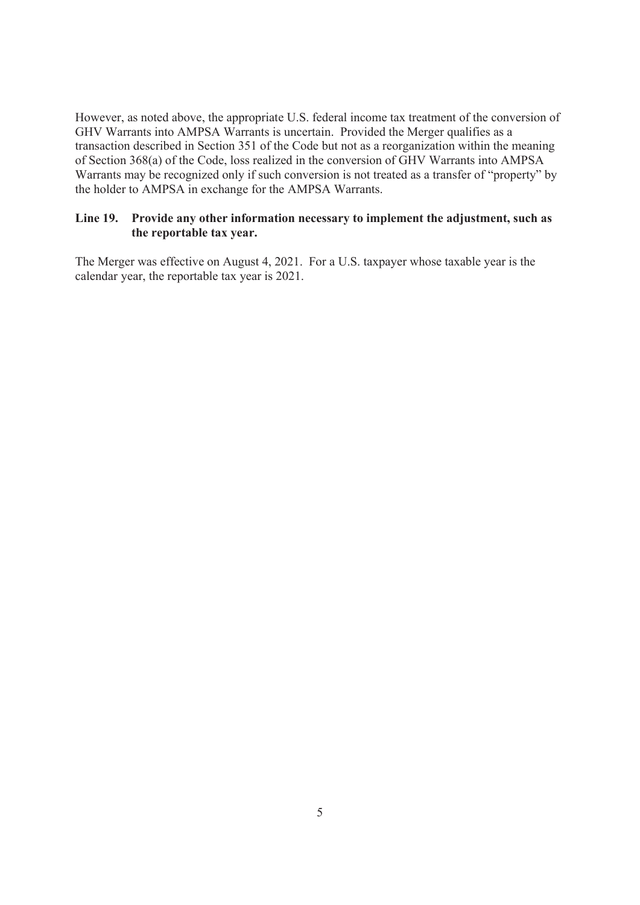However, as noted above, the appropriate U.S. federal income tax treatment of the conversion of GHV Warrants into AMPSA Warrants is uncertain. Provided the Merger qualifies as a transaction described in Section 351 of the Code but not as a reorganization within the meaning of Section 368(a) of the Code, loss realized in the conversion of GHV Warrants into AMPSA Warrants may be recognized only if such conversion is not treated as a transfer of "property" by the holder to AMPSA in exchange for the AMPSA Warrants.

**Line 19. Provide any other information necessary to implement the adjustment, such as the reportable tax year.**

The Merger was effective on August 4, 2021. For a U.S. taxpayer whose taxable year is the calendar year, the reportable tax year is 2021.